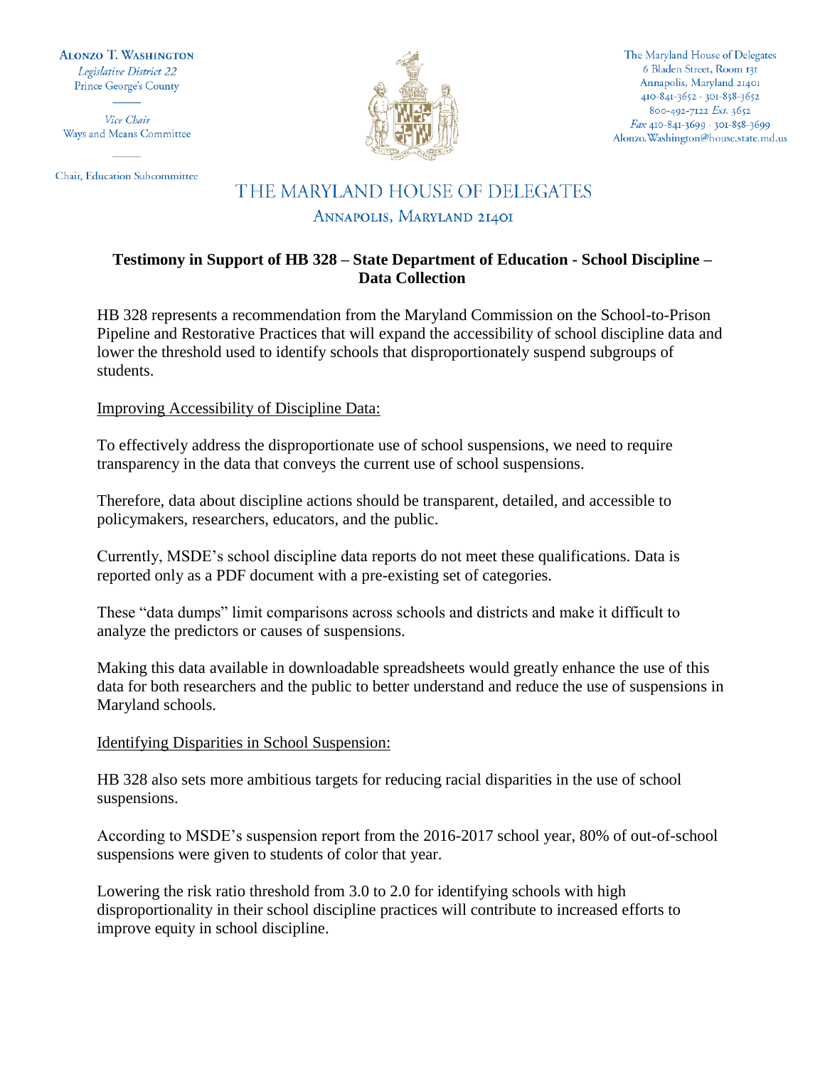**Alonzo T. Washington**
*Legislative District 22*
Prince George's County

*Vice Chair*
Ways and Means Committee

Chair, Education Subcommittee

The Maryland House of Delegates
6 Bladen Street, Room 131
Annapolis, Maryland 21401
410-841-3652 · 301-858-3652
800-492-7122 *Ext.* 3652
*Fax* 410-841-3699 · 301-858-3699
Alonzo.Washington@house.state.md.us

# THE MARYLAND HOUSE OF DELEGATES

ANNAPOLIS, MARYLAND 21401

## Testimony in Support of HB 328 – State Department of Education - School Discipline – Data Collection

HB 328 represents a recommendation from the Maryland Commission on the School-to-Prison Pipeline and Restorative Practices that will expand the accessibility of school discipline data and lower the threshold used to identify schools that disproportionately suspend subgroups of students.

<u>Improving Accessibility of Discipline Data:</u>

To effectively address the disproportionate use of school suspensions, we need to require transparency in the data that conveys the current use of school suspensions.

Therefore, data about discipline actions should be transparent, detailed, and accessible to policymakers, researchers, educators, and the public.

Currently, MSDE's school discipline data reports do not meet these qualifications. Data is reported only as a PDF document with a pre-existing set of categories.

These "data dumps" limit comparisons across schools and districts and make it difficult to analyze the predictors or causes of suspensions.

Making this data available in downloadable spreadsheets would greatly enhance the use of this data for both researchers and the public to better understand and reduce the use of suspensions in Maryland schools.

<u>Identifying Disparities in School Suspension:</u>

HB 328 also sets more ambitious targets for reducing racial disparities in the use of school suspensions.

According to MSDE's suspension report from the 2016-2017 school year, 80% of out-of-school suspensions were given to students of color that year.

Lowering the risk ratio threshold from 3.0 to 2.0 for identifying schools with high disproportionality in their school discipline practices will contribute to increased efforts to improve equity in school discipline.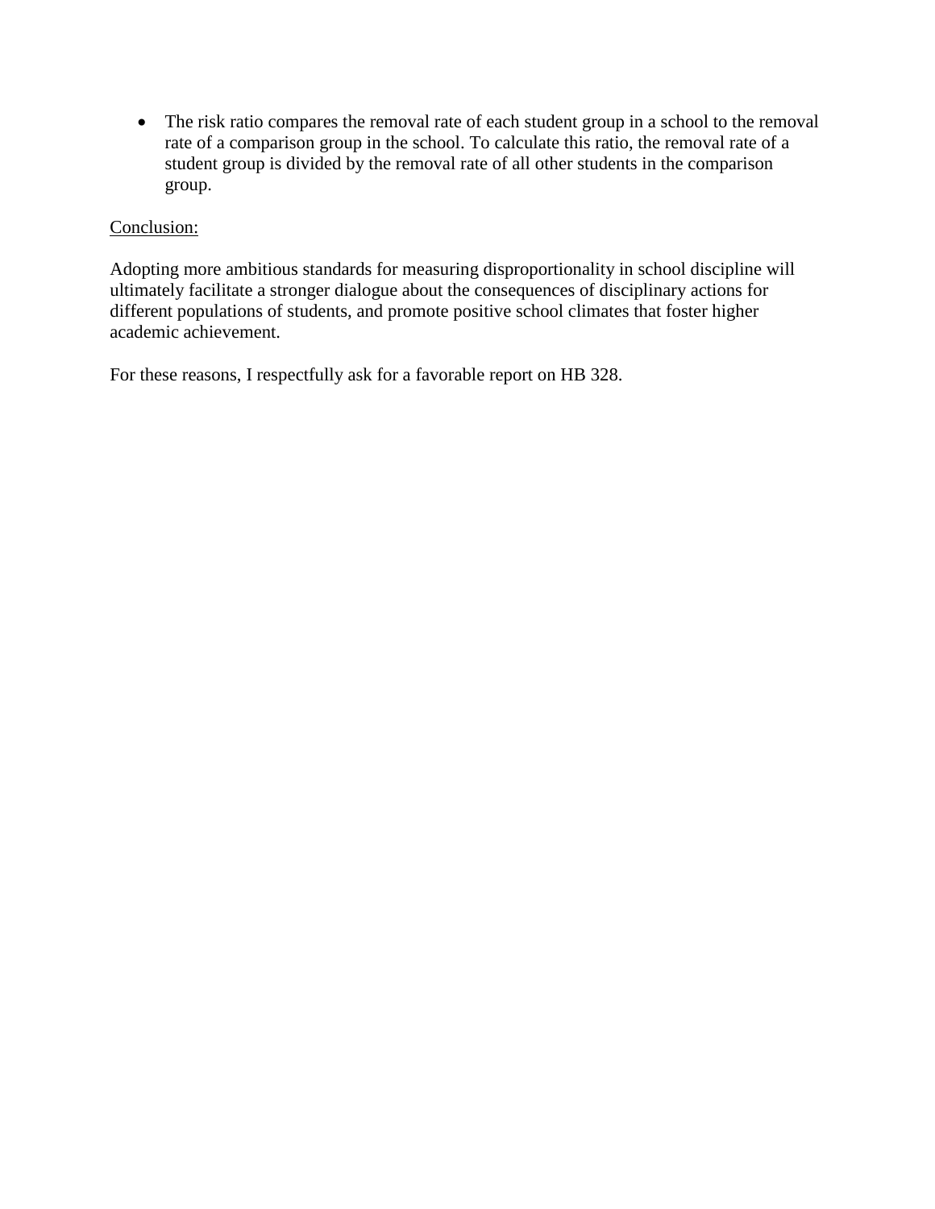- The risk ratio compares the removal rate of each student group in a school to the removal rate of a comparison group in the school. To calculate this ratio, the removal rate of a student group is divided by the removal rate of all other students in the comparison group.

Conclusion:

Adopting more ambitious standards for measuring disproportionality in school discipline will ultimately facilitate a stronger dialogue about the consequences of disciplinary actions for different populations of students, and promote positive school climates that foster higher academic achievement.

For these reasons, I respectfully ask for a favorable report on HB 328.